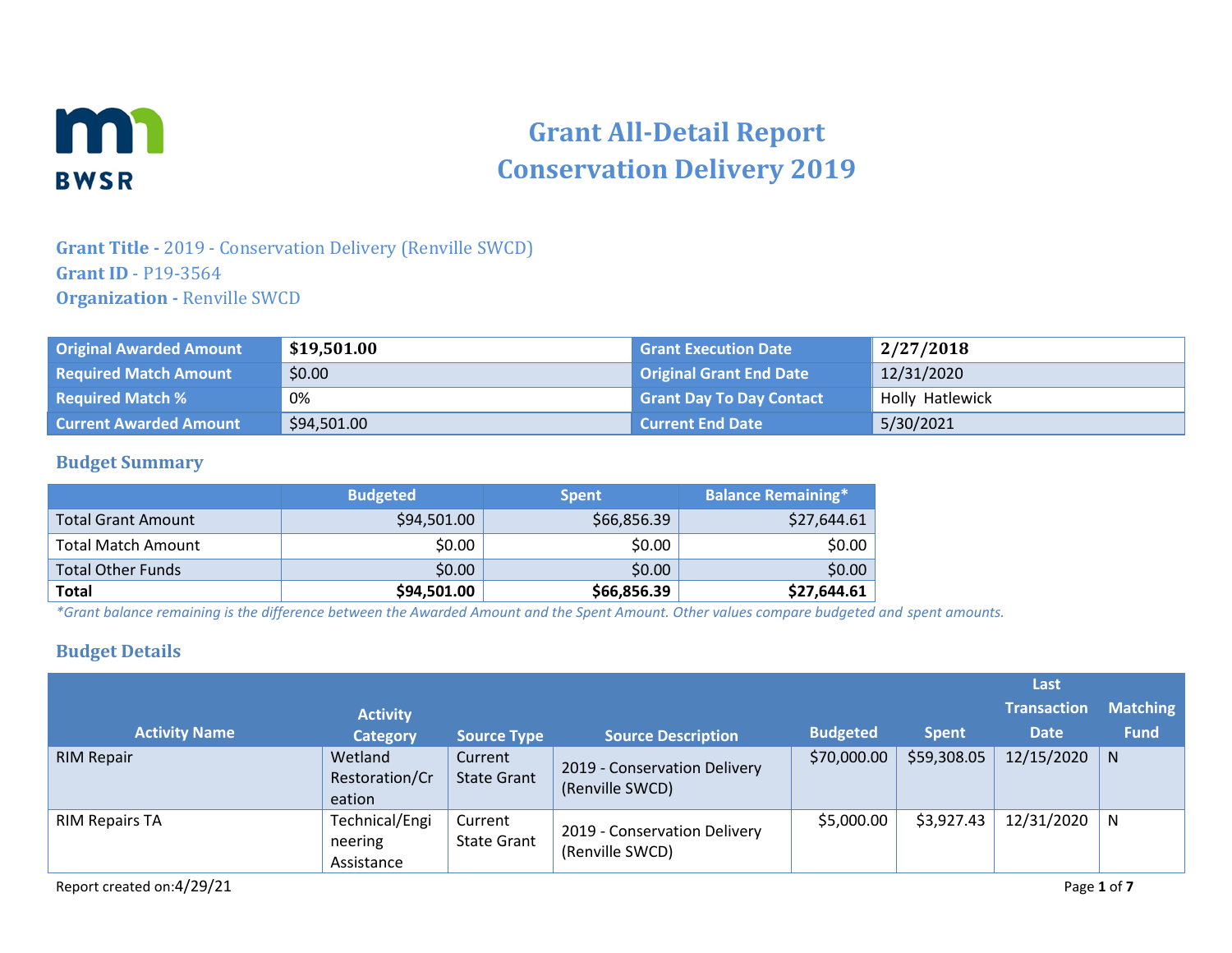# Grant All-Detail Report
# Conservation Delivery 2019

**Grant Title -** 2019 - Conservation Delivery (Renville SWCD)
**Grant ID** - P19-3564
**Organization -** Renville SWCD

| | | | |
|---|---|---|---|
| **Original Awarded Amount** | **$19,501.00** | **Grant Execution Date** | **2/27/2018** |
| **Required Match Amount** | $0.00 | **Original Grant End Date** | 12/31/2020 |
| **Required Match %** | 0% | **Grant Day To Day Contact** | Holly Hatlewick |
| **Current Awarded Amount** | $94,501.00 | **Current End Date** | 5/30/2021 |

## Budget Summary

| | Budgeted | Spent | Balance Remaining* |
|---|---|---|---|
| Total Grant Amount | $94,501.00 | $66,856.39 | $27,644.61 |
| Total Match Amount | $0.00 | $0.00 | $0.00 |
| Total Other Funds | $0.00 | $0.00 | $0.00 |
| **Total** | **$94,501.00** | **$66,856.39** | **$27,644.61** |

*\*Grant balance remaining is the difference between the Awarded Amount and the Spent Amount. Other values compare budgeted and spent amounts.*

## Budget Details

| Activity Name | Activity Category | Source Type | Source Description | Budgeted | Spent | Last Transaction Date | Matching Fund |
|---|---|---|---|---|---|---|---|
| RIM Repair | Wetland Restoration/Creation | Current State Grant | 2019 - Conservation Delivery (Renville SWCD) | $70,000.00 | $59,308.05 | 12/15/2020 | N |
| RIM Repairs TA | Technical/Engineering Assistance | Current State Grant | 2019 - Conservation Delivery (Renville SWCD) | $5,000.00 | $3,927.43 | 12/31/2020 | N |

Report created on:4/29/21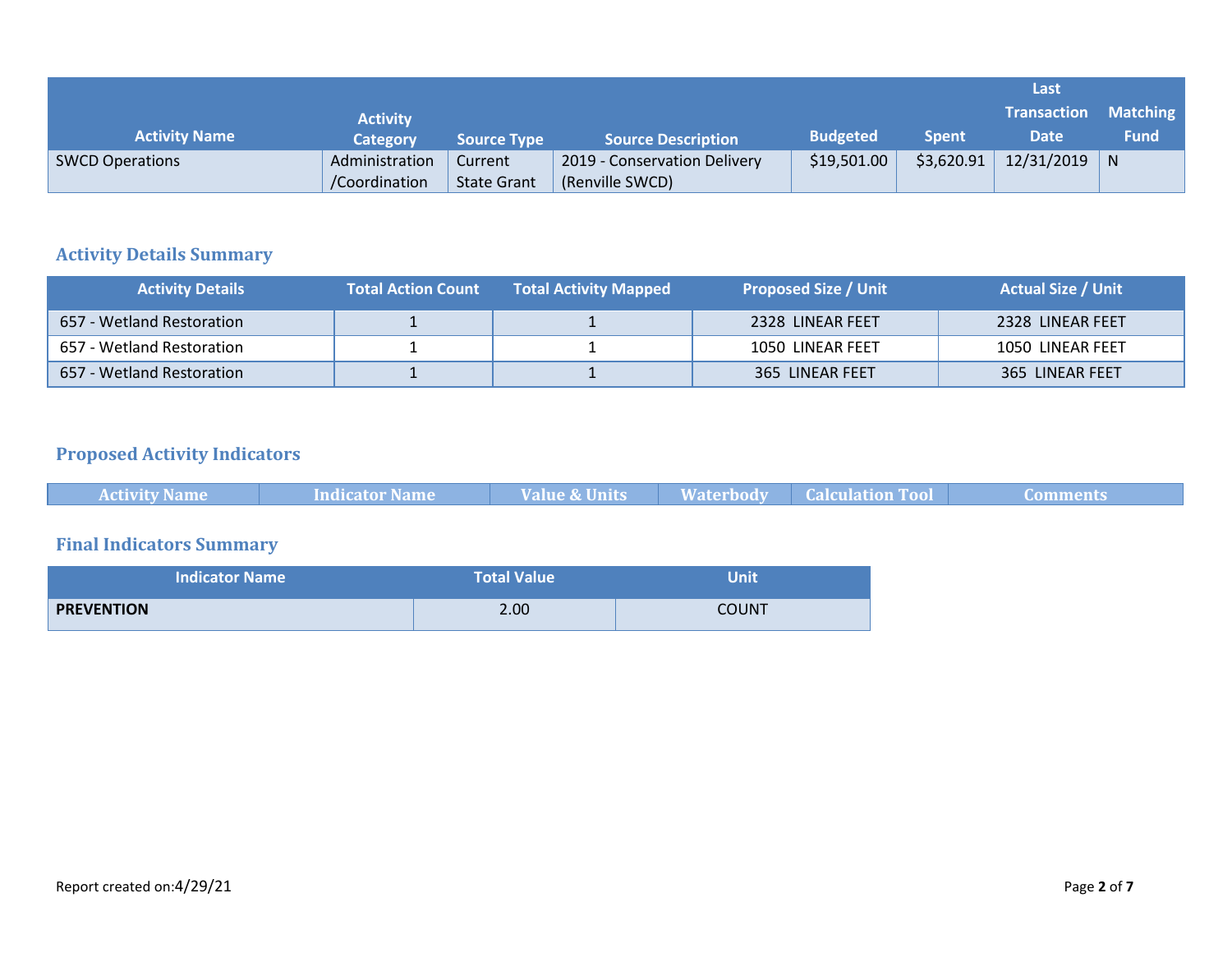| Activity Name | Activity Category | Source Type | Source Description | Budgeted | Spent | Last Transaction Date | Matching Fund |
|---|---|---|---|---|---|---|---|
| SWCD Operations | Administration /Coordination | Current State Grant | 2019 - Conservation Delivery (Renville SWCD) | $19,501.00 | $3,620.91 | 12/31/2019 | N |

## Activity Details Summary

| Activity Details | Total Action Count | Total Activity Mapped | Proposed Size / Unit | Actual Size / Unit |
|---|---|---|---|---|
| 657 - Wetland Restoration | 1 | 1 | 2328 LINEAR FEET | 2328 LINEAR FEET |
| 657 - Wetland Restoration | 1 | 1 | 1050 LINEAR FEET | 1050 LINEAR FEET |
| 657 - Wetland Restoration | 1 | 1 | 365 LINEAR FEET | 365 LINEAR FEET |

## Proposed Activity Indicators

| Activity Name | Indicator Name | Value & Units | Waterbody | Calculation Tool | Comments |
|---|---|---|---|---|---|

## Final Indicators Summary

| Indicator Name | Total Value | Unit |
|---|---|---|
| **PREVENTION** | 2.00 | COUNT |

Report created on:4/29/21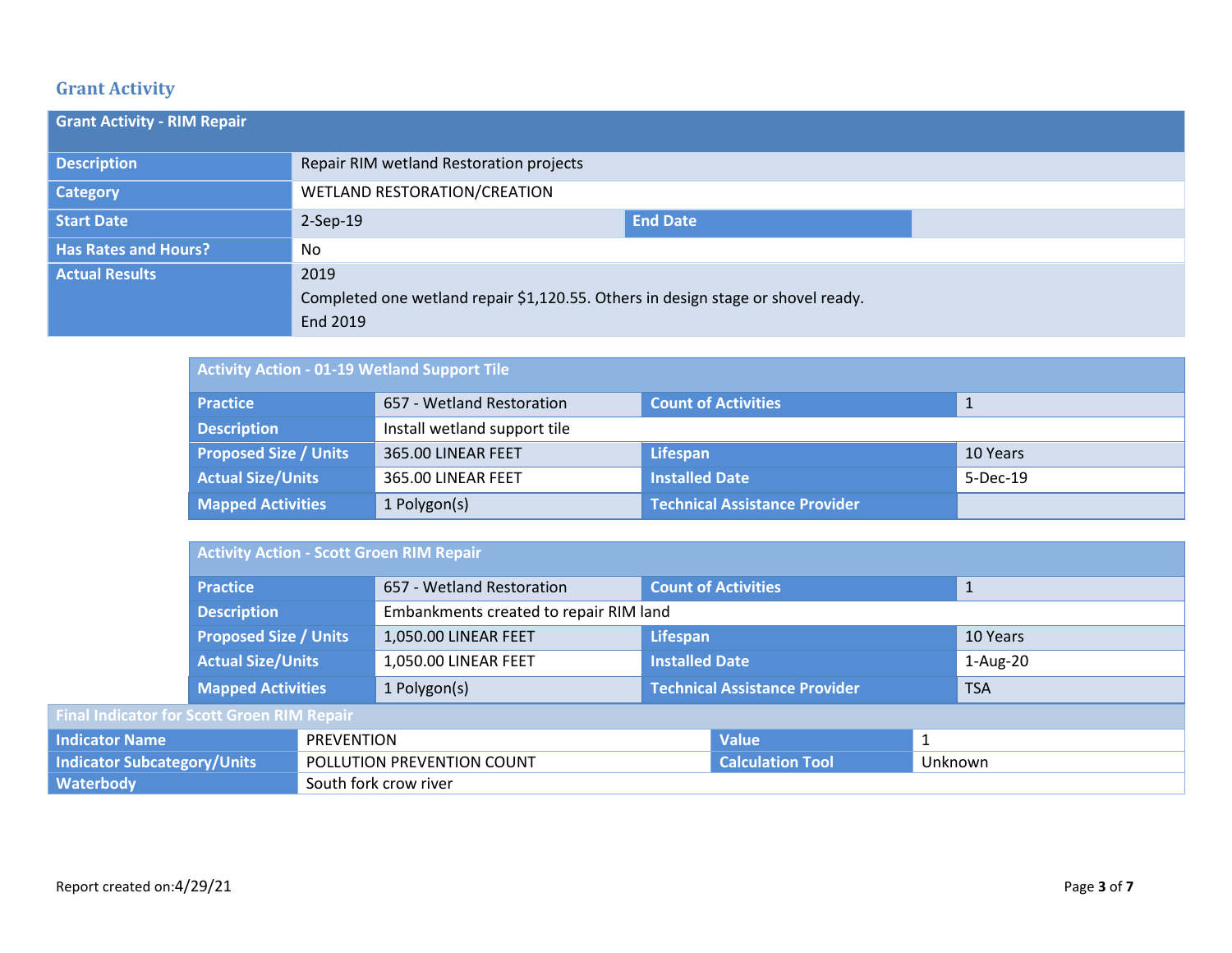## Grant Activity

| Grant Activity - RIM Repair | | | |
|---|---|---|---|
| **Description** | Repair RIM wetland Restoration projects | | |
| **Category** | WETLAND RESTORATION/CREATION | | |
| **Start Date** | 2-Sep-19 | **End Date** | |
| **Has Rates and Hours?** | No | | |
| **Actual Results** | 2019<br>Completed one wetland repair $1,120.55. Others in design stage or shovel ready.<br>End 2019 | | |

| Activity Action - 01-19 Wetland Support Tile | | | |
|---|---|---|---|
| **Practice** | 657 - Wetland Restoration | **Count of Activities** | 1 |
| **Description** | Install wetland support tile | | |
| **Proposed Size / Units** | 365.00 LINEAR FEET | **Lifespan** | 10 Years |
| **Actual Size/Units** | 365.00 LINEAR FEET | **Installed Date** | 5-Dec-19 |
| **Mapped Activities** | 1 Polygon(s) | **Technical Assistance Provider** | |

| Activity Action - Scott Groen RIM Repair | | | |
|---|---|---|---|
| **Practice** | 657 - Wetland Restoration | **Count of Activities** | 1 |
| **Description** | Embankments created to repair RIM land | | |
| **Proposed Size / Units** | 1,050.00 LINEAR FEET | **Lifespan** | 10 Years |
| **Actual Size/Units** | 1,050.00 LINEAR FEET | **Installed Date** | 1-Aug-20 |
| **Mapped Activities** | 1 Polygon(s) | **Technical Assistance Provider** | TSA |

| Final Indicator for Scott Groen RIM Repair | | | |
|---|---|---|---|
| **Indicator Name** | PREVENTION | **Value** | 1 |
| **Indicator Subcategory/Units** | POLLUTION PREVENTION COUNT | **Calculation Tool** | Unknown |
| **Waterbody** | South fork crow river | | |

Report created on:4/29/21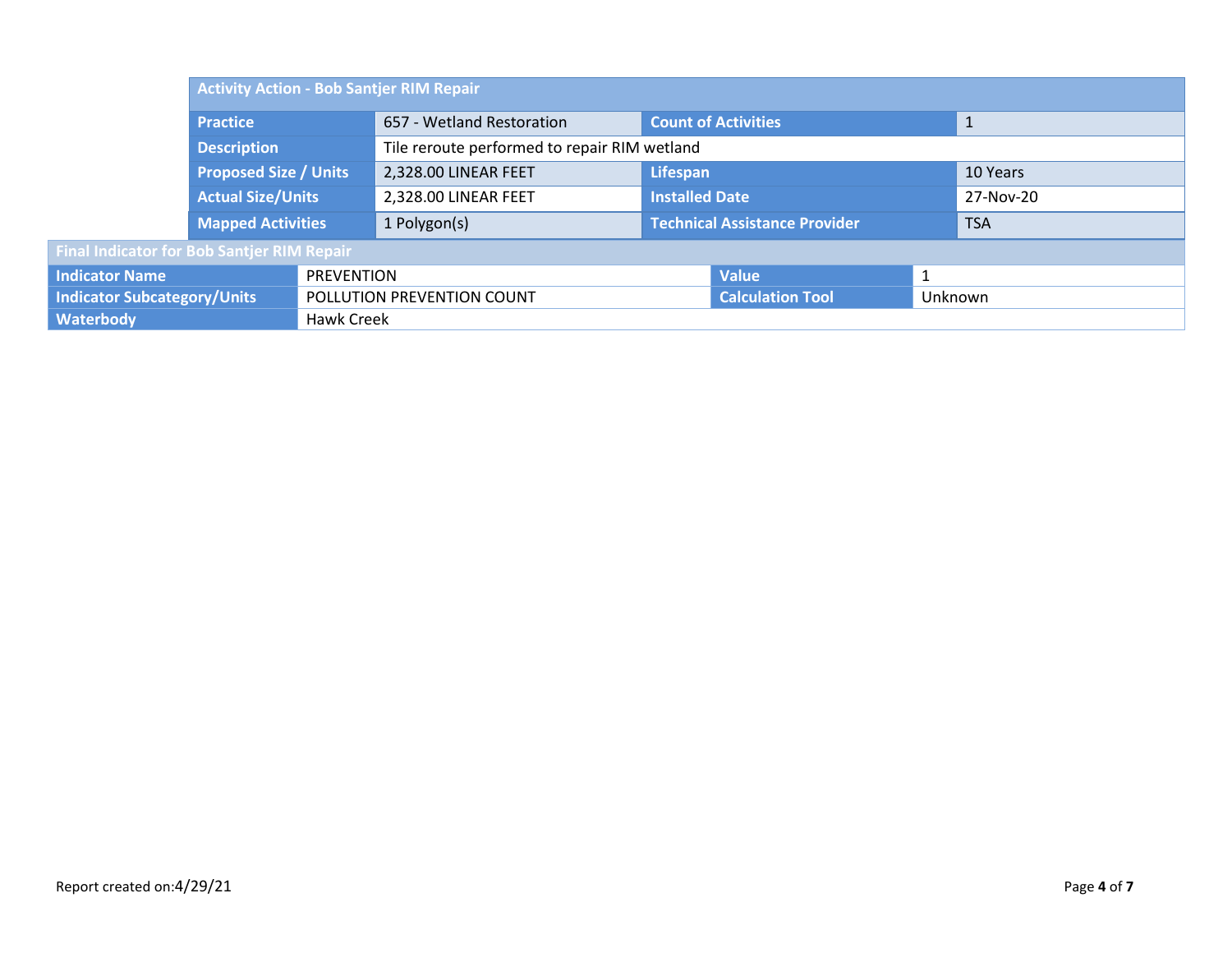| Activity Action - Bob Santjer RIM Repair | | | |
| --- | --- | --- | --- |
| **Practice** | 657 - Wetland Restoration | **Count of Activities** | 1 |
| **Description** | Tile reroute performed to repair RIM wetland | | |
| **Proposed Size / Units** | 2,328.00 LINEAR FEET | **Lifespan** | 10 Years |
| **Actual Size/Units** | 2,328.00 LINEAR FEET | **Installed Date** | 27-Nov-20 |
| **Mapped Activities** | 1 Polygon(s) | **Technical Assistance Provider** | TSA |

| Final Indicator for Bob Santjer RIM Repair | | | |
| --- | --- | --- | --- |
| **Indicator Name** | PREVENTION | **Value** | 1 |
| **Indicator Subcategory/Units** | POLLUTION PREVENTION COUNT | **Calculation Tool** | Unknown |
| **Waterbody** | Hawk Creek | | |

Report created on:4/29/21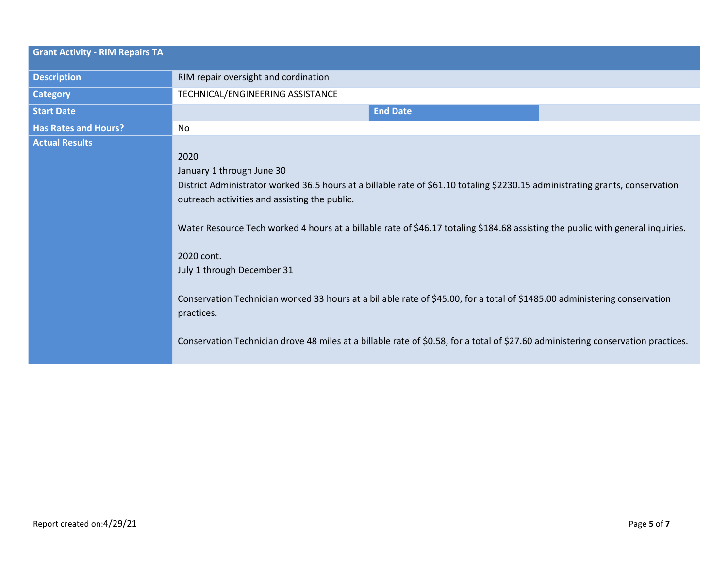| Grant Activity - RIM Repairs TA | | | |
|---|---|---|---|
| **Description** | RIM repair oversight and cordination | | |
| **Category** | TECHNICAL/ENGINEERING ASSISTANCE | | |
| **Start Date** | | **End Date** | |
| **Has Rates and Hours?** | No | | |
| **Actual Results** | 2020<br>January 1 through June 30<br>District Administrator worked 36.5 hours at a billable rate of $61.10 totaling $2230.15 administrating grants, conservation outreach activities and assisting the public.<br><br>Water Resource Tech worked 4 hours at a billable rate of $46.17 totaling $184.68 assisting the public with general inquiries.<br><br>2020 cont.<br>July 1 through December 31<br><br>Conservation Technician worked 33 hours at a billable rate of $45.00, for a total of $1485.00 administering conservation practices.<br><br>Conservation Technician drove 48 miles at a billable rate of $0.58, for a total of $27.60 administering conservation practices. | | |

Report created on:4/29/21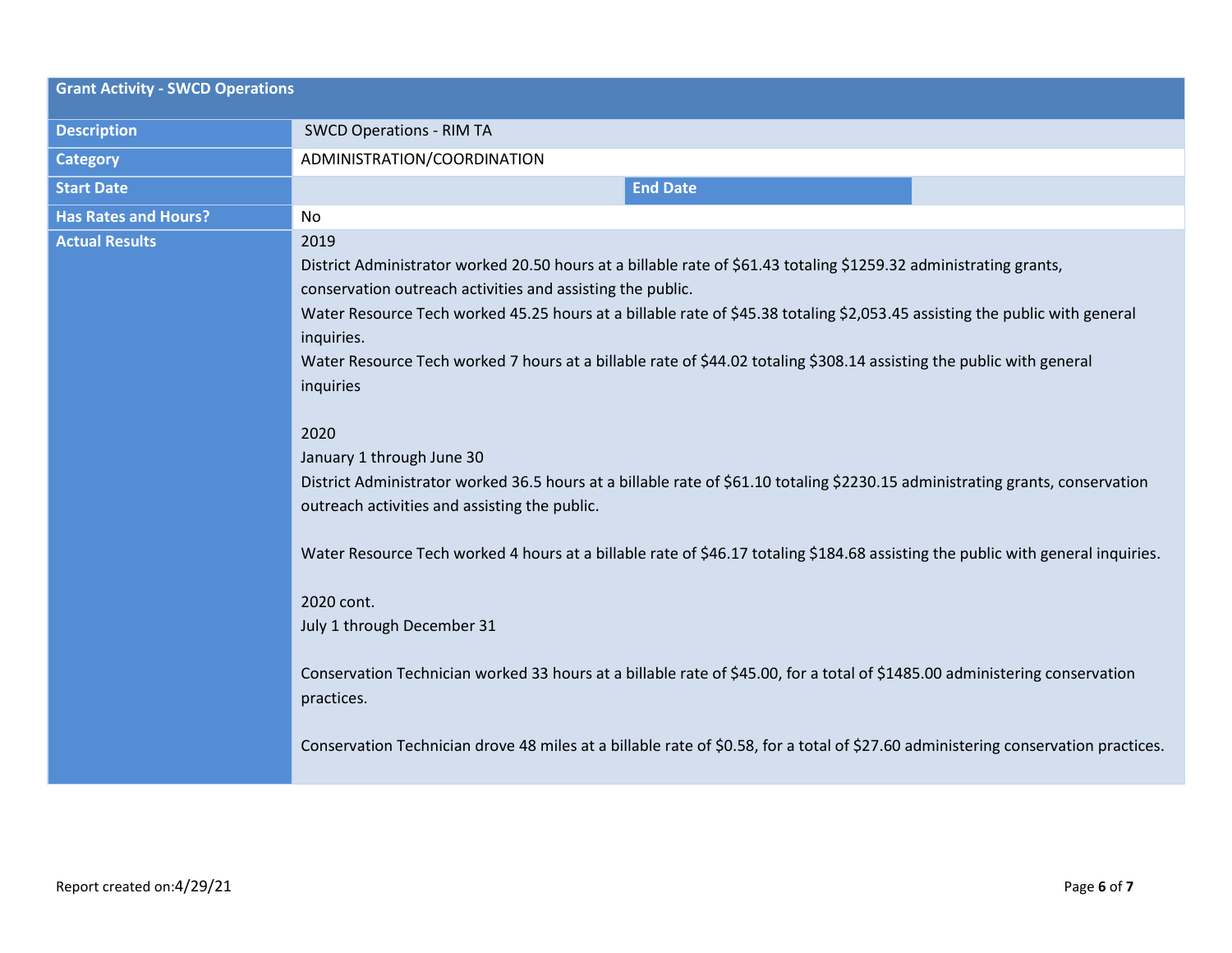| Grant Activity - SWCD Operations | | | |
|---|---|---|---|
| **Description** | SWCD Operations - RIM TA | | |
| **Category** | ADMINISTRATION/COORDINATION | | |
| **Start Date** | | **End Date** | |
| **Has Rates and Hours?** | No | | |
| **Actual Results** | 2019<br>District Administrator worked 20.50 hours at a billable rate of $61.43 totaling $1259.32 administrating grants, conservation outreach activities and assisting the public.<br>Water Resource Tech worked 45.25 hours at a billable rate of $45.38 totaling $2,053.45 assisting the public with general inquiries.<br>Water Resource Tech worked 7 hours at a billable rate of $44.02 totaling $308.14 assisting the public with general inquiries<br><br>2020<br>January 1 through June 30<br>District Administrator worked 36.5 hours at a billable rate of $61.10 totaling $2230.15 administrating grants, conservation outreach activities and assisting the public.<br><br>Water Resource Tech worked 4 hours at a billable rate of $46.17 totaling $184.68 assisting the public with general inquiries.<br><br>2020 cont.<br>July 1 through December 31<br><br>Conservation Technician worked 33 hours at a billable rate of $45.00, for a total of $1485.00 administering conservation practices.<br><br>Conservation Technician drove 48 miles at a billable rate of $0.58, for a total of $27.60 administering conservation practices. | | |

Report created on:4/29/21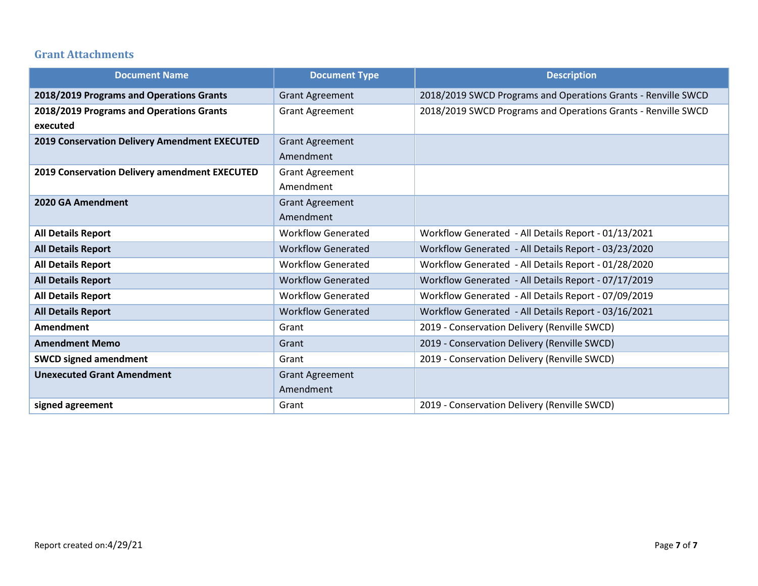## Grant Attachments

| Document Name | Document Type | Description |
|---|---|---|
| **2018/2019 Programs and Operations Grants** | Grant Agreement | 2018/2019 SWCD Programs and Operations Grants - Renville SWCD |
| **2018/2019 Programs and Operations Grants executed** | Grant Agreement | 2018/2019 SWCD Programs and Operations Grants - Renville SWCD |
| **2019 Conservation Delivery Amendment EXECUTED** | Grant Agreement Amendment | |
| **2019 Conservation Delivery amendment EXECUTED** | Grant Agreement Amendment | |
| **2020 GA Amendment** | Grant Agreement Amendment | |
| **All Details Report** | Workflow Generated | Workflow Generated - All Details Report - 01/13/2021 |
| **All Details Report** | Workflow Generated | Workflow Generated - All Details Report - 03/23/2020 |
| **All Details Report** | Workflow Generated | Workflow Generated - All Details Report - 01/28/2020 |
| **All Details Report** | Workflow Generated | Workflow Generated - All Details Report - 07/17/2019 |
| **All Details Report** | Workflow Generated | Workflow Generated - All Details Report - 07/09/2019 |
| **All Details Report** | Workflow Generated | Workflow Generated - All Details Report - 03/16/2021 |
| **Amendment** | Grant | 2019 - Conservation Delivery (Renville SWCD) |
| **Amendment Memo** | Grant | 2019 - Conservation Delivery (Renville SWCD) |
| **SWCD signed amendment** | Grant | 2019 - Conservation Delivery (Renville SWCD) |
| **Unexecuted Grant Amendment** | Grant Agreement Amendment | |
| **signed agreement** | Grant | 2019 - Conservation Delivery (Renville SWCD) |